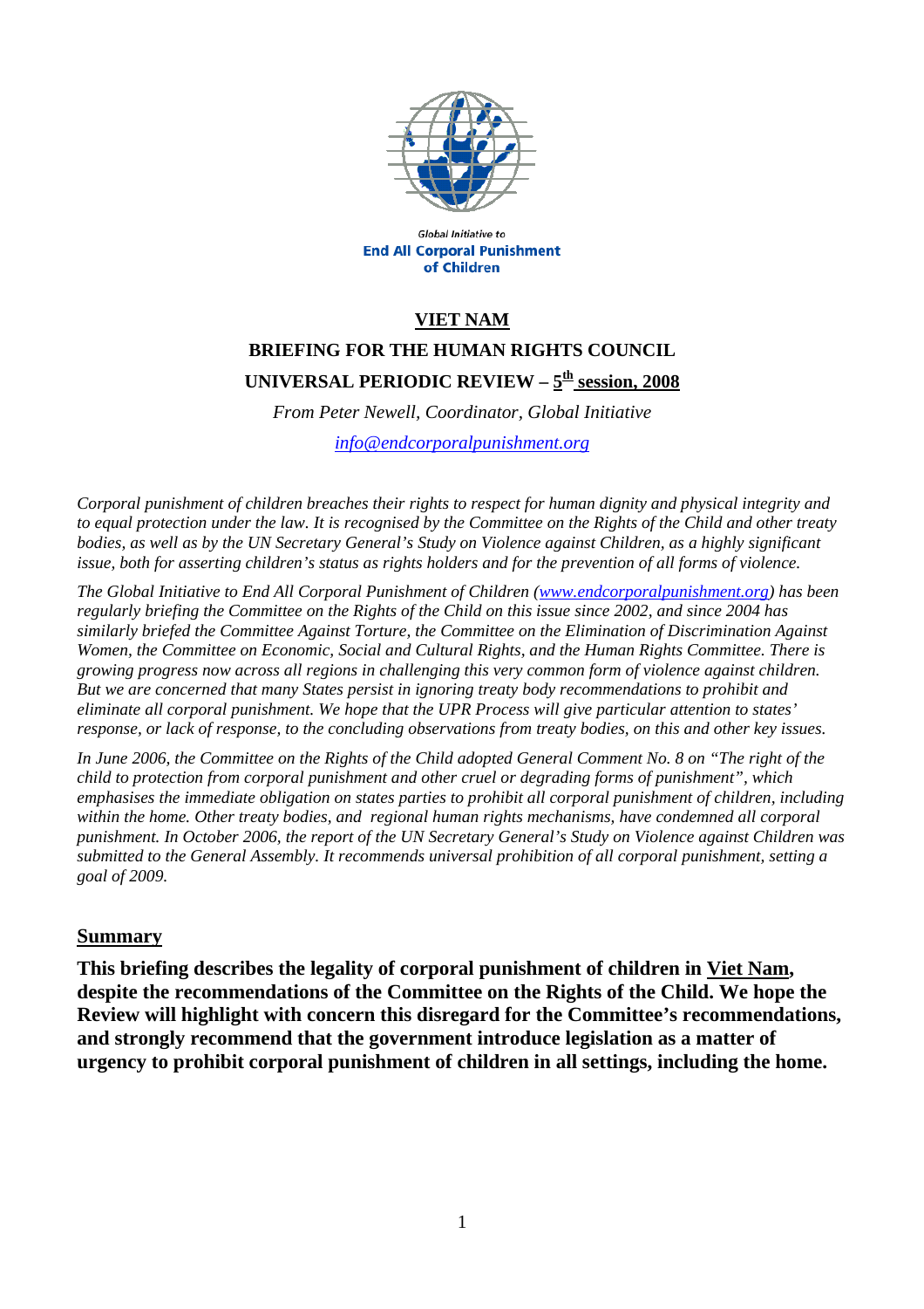Global Initiative to
**End All Corporal Punishment of Children**

# VIET NAM

## BRIEFING FOR THE HUMAN RIGHTS COUNCIL

## UNIVERSAL PERIODIC REVIEW – 5th session, 2008

*From Peter Newell, Coordinator, Global Initiative*

*info@endcorporalpunishment.org*

*Corporal punishment of children breaches their rights to respect for human dignity and physical integrity and to equal protection under the law. It is recognised by the Committee on the Rights of the Child and other treaty bodies, as well as by the UN Secretary General's Study on Violence against Children, as a highly significant issue, both for asserting children's status as rights holders and for the prevention of all forms of violence.*

*The Global Initiative to End All Corporal Punishment of Children (www.endcorporalpunishment.org) has been regularly briefing the Committee on the Rights of the Child on this issue since 2002, and since 2004 has similarly briefed the Committee Against Torture, the Committee on the Elimination of Discrimination Against Women, the Committee on Economic, Social and Cultural Rights, and the Human Rights Committee. There is growing progress now across all regions in challenging this very common form of violence against children. But we are concerned that many States persist in ignoring treaty body recommendations to prohibit and eliminate all corporal punishment. We hope that the UPR Process will give particular attention to states' response, or lack of response, to the concluding observations from treaty bodies, on this and other key issues.*

*In June 2006, the Committee on the Rights of the Child adopted General Comment No. 8 on "The right of the child to protection from corporal punishment and other cruel or degrading forms of punishment", which emphasises the immediate obligation on states parties to prohibit all corporal punishment of children, including within the home. Other treaty bodies, and regional human rights mechanisms, have condemned all corporal punishment. In October 2006, the report of the UN Secretary General's Study on Violence against Children was submitted to the General Assembly. It recommends universal prohibition of all corporal punishment, setting a goal of 2009.*

## Summary

**This briefing describes the legality of corporal punishment of children in Viet Nam, despite the recommendations of the Committee on the Rights of the Child. We hope the Review will highlight with concern this disregard for the Committee's recommendations, and strongly recommend that the government introduce legislation as a matter of urgency to prohibit corporal punishment of children in all settings, including the home.**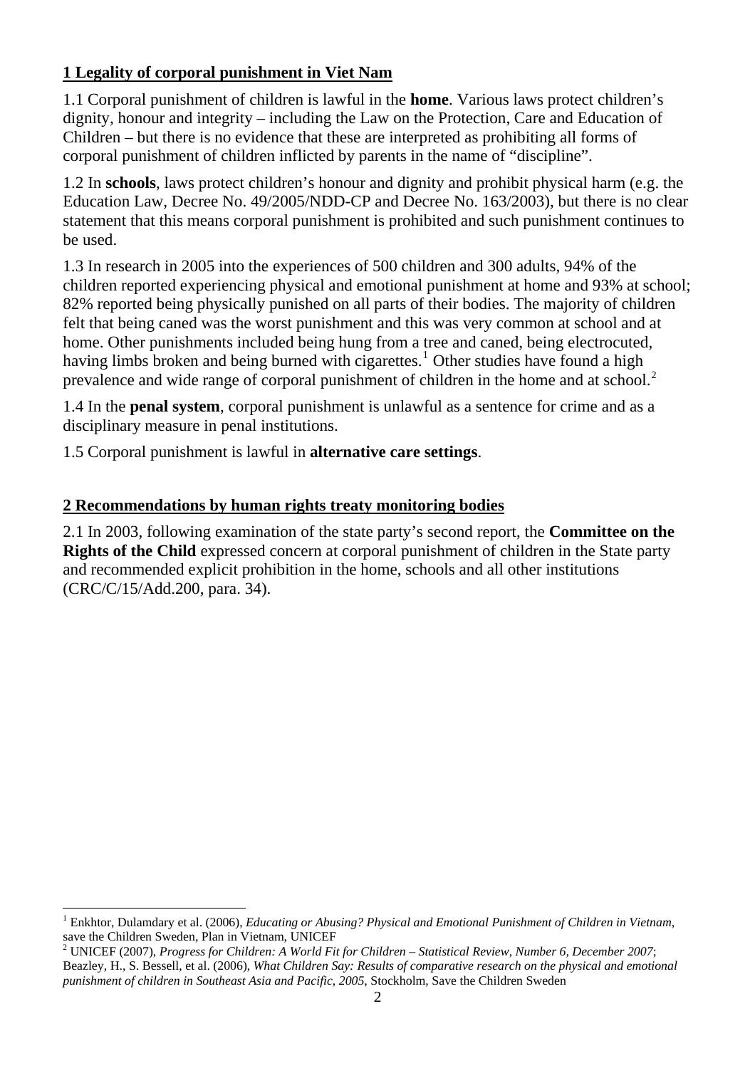## 1 Legality of corporal punishment in Viet Nam

1.1 Corporal punishment of children is lawful in the **home**. Various laws protect children's dignity, honour and integrity – including the Law on the Protection, Care and Education of Children – but there is no evidence that these are interpreted as prohibiting all forms of corporal punishment of children inflicted by parents in the name of "discipline".

1.2 In **schools**, laws protect children's honour and dignity and prohibit physical harm (e.g. the Education Law, Decree No. 49/2005/NDD-CP and Decree No. 163/2003), but there is no clear statement that this means corporal punishment is prohibited and such punishment continues to be used.

1.3 In research in 2005 into the experiences of 500 children and 300 adults, 94% of the children reported experiencing physical and emotional punishment at home and 93% at school; 82% reported being physically punished on all parts of their bodies. The majority of children felt that being caned was the worst punishment and this was very common at school and at home. Other punishments included being hung from a tree and caned, being electrocuted, having limbs broken and being burned with cigarettes.[1] Other studies have found a high prevalence and wide range of corporal punishment of children in the home and at school.[2]

1.4 In the **penal system**, corporal punishment is unlawful as a sentence for crime and as a disciplinary measure in penal institutions.

1.5 Corporal punishment is lawful in **alternative care settings**.

## 2 Recommendations by human rights treaty monitoring bodies

2.1 In 2003, following examination of the state party's second report, the **Committee on the Rights of the Child** expressed concern at corporal punishment of children in the State party and recommended explicit prohibition in the home, schools and all other institutions (CRC/C/15/Add.200, para. 34).

---

[1] Enkhtor, Dulamdary et al. (2006), *Educating or Abusing? Physical and Emotional Punishment of Children in Vietnam*, save the Children Sweden, Plan in Vietnam, UNICEF

[2] UNICEF (2007), *Progress for Children: A World Fit for Children – Statistical Review, Number 6, December 2007*; Beazley, H., S. Bessell, et al. (2006), *What Children Say: Results of comparative research on the physical and emotional punishment of children in Southeast Asia and Pacific, 2005*, Stockholm, Save the Children Sweden